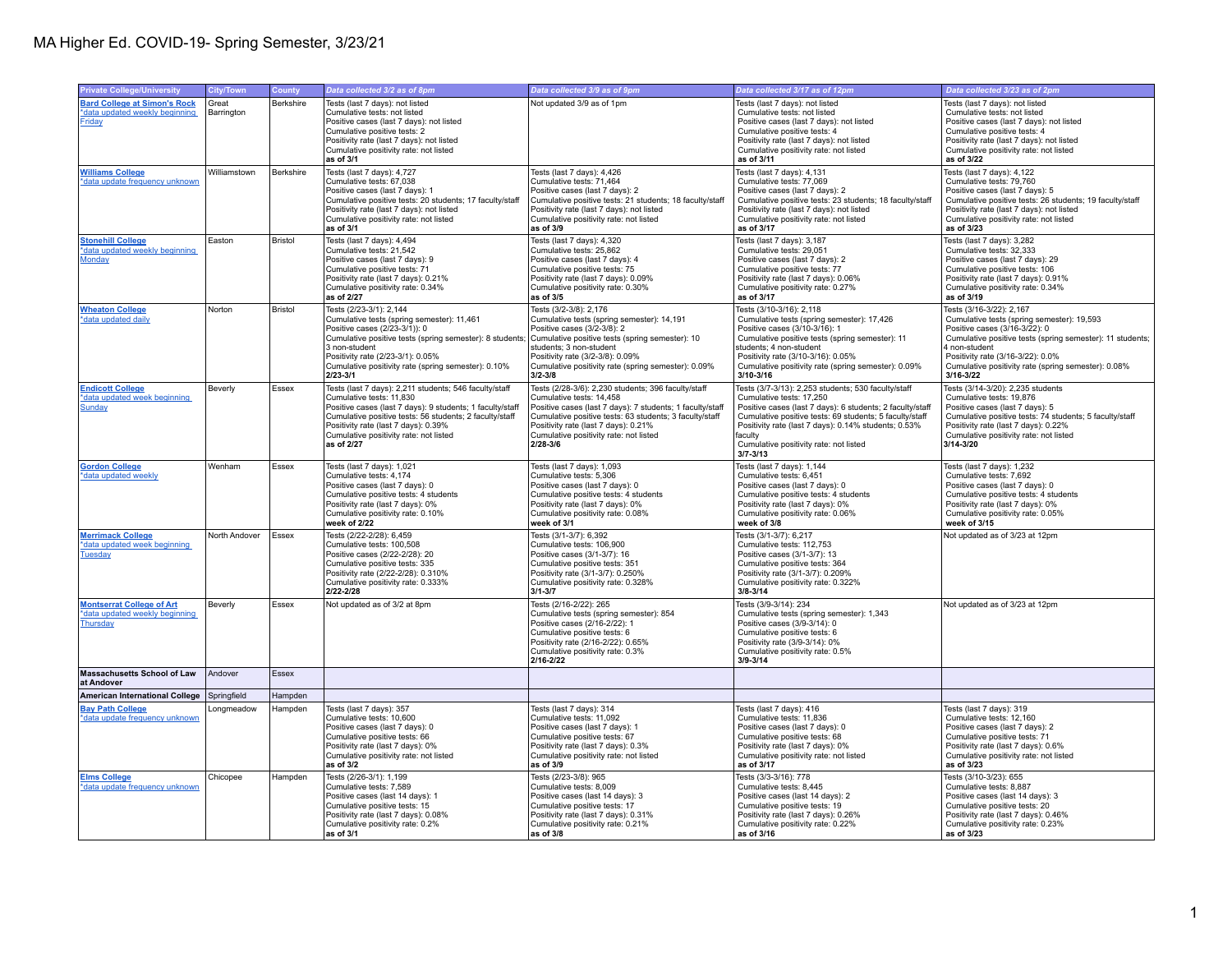# MA Higher Ed. COVID-19- Spring Semester, 3/23/21

| Private College/University | City/Town | County | Data collected 3/2 as of 8pm | Data collected 3/9 as of 9pm | Data collected 3/17 as of 12pm | Data collected 3/23 as of 2pm |
|---|---|---|---|---|---|---|
| **Bard College at Simon's Rock** *data updated weekly beginning Friday | Great Barrington | Berkshire | Tests (last 7 days): not listed<br>Cumulative tests: not listed<br>Positive cases (last 7 days): not listed<br>Cumulative positive tests: 2<br>Positivity rate (last 7 days): not listed<br>Cumulative positivity rate: not listed<br>**as of 3/1** | Not updated 3/9 as of 1pm | Tests (last 7 days): not listed<br>Cumulative tests: not listed<br>Positive cases (last 7 days): not listed<br>Cumulative positive tests: 4<br>Positivity rate (last 7 days): not listed<br>Cumulative positivity rate: not listed<br>**as of 3/11** | Tests (last 7 days): not listed<br>Cumulative tests: not listed<br>Positive cases (last 7 days): not listed<br>Cumulative positive tests: 4<br>Positivity rate (last 7 days): not listed<br>Cumulative positivity rate: not listed<br>**as of 3/22** |
| **Williams College** *data update frequency unknown | Williamstown | Berkshire | Tests (last 7 days): 4,727<br>Cumulative tests: 67,038<br>Positive cases (last 7 days): 1<br>Cumulative positive tests: 20 students; 17 faculty/staff<br>Positivity rate (last 7 days): not listed<br>Cumulative positivity rate: not listed<br>**as of 3/1** | Tests (last 7 days): 4,426<br>Cumulative tests: 71,464<br>Positive cases (last 7 days): 2<br>Cumulative positive tests: 21 students; 18 faculty/staff<br>Positivity rate (last 7 days): not listed<br>Cumulative positivity rate: not listed<br>**as of 3/9** | Tests (last 7 days): 4,131<br>Cumulative tests: 77,069<br>Positive cases (last 7 days): 2<br>Cumulative positive tests: 23 students; 18 faculty/staff<br>Positivity rate (last 7 days): not listed<br>Cumulative positivity rate: not listed<br>**as of 3/17** | Tests (last 7 days): 4,122<br>Cumulative tests: 79,760<br>Positive cases (last 7 days): 5<br>Cumulative positive tests: 26 students; 19 faculty/staff<br>Positivity rate (last 7 days): not listed<br>Cumulative positivity rate: not listed<br>**as of 3/23** |
| **Stonehill College** *data updated weekly beginning Monday | Easton | Bristol | Tests (last 7 days): 4,494<br>Cumulative tests: 21,542<br>Positive cases (last 7 days): 9<br>Cumulative positive tests: 71<br>Positivity rate (last 7 days): 0.21%<br>Cumulative positivity rate: 0.34%<br>**as of 2/27** | Tests (last 7 days): 4,320<br>Cumulative tests: 25,862<br>Positive cases (last 7 days): 4<br>Cumulative positive tests: 75<br>Positivity rate (last 7 days): 0.09%<br>Cumulative positivity rate: 0.30%<br>**as of 3/5** | Tests (last 7 days): 3,187<br>Cumulative tests: 29,051<br>Positive cases (last 7 days): 2<br>Cumulative positive tests: 77<br>Positivity rate (last 7 days): 0.06%<br>Cumulative positivity rate: 0.27%<br>**as of 3/12** | Tests (last 7 days): 3,282<br>Cumulative tests: 32,333<br>Positive cases (last 7 days): 29<br>Cumulative positive tests: 106<br>Positivity rate (last 7 days): 0.91%<br>Cumulative positivity rate: 0.34%<br>**as of 3/19** |
| **Wheaton College** *data updated daily | Norton | Bristol | Tests (2/23-3/1): 2,144<br>Cumulative tests (spring semester): 11,461<br>Positive cases (2/23-3/1)): 0<br>Cumulative positive tests (spring semester): 8 students; 3 non-student<br>Positivity rate (2/23-3/1): 0.05%<br>Cumulative positivity rate (spring semester): 0.10%<br>**2/23-3/1** | Tests (3/2-3/8): 2,176<br>Cumulative tests (spring semester): 14,191<br>Positive cases (3/2-3/8): 2<br>Cumulative positive tests (spring semester): 10 students; 3 non-student<br>Positivity rate (3/2-3/8): 0.09%<br>Cumulative positivity rate (spring semester): 0.09%<br>**3/2-3/8** | Tests (3/10-3/16): 2,118<br>Cumulative tests (spring semester): 17,426<br>Positive cases (3/10-3/16): 1<br>Cumulative positive tests (spring semester): 11 students; 4 non-student<br>Positivity rate (3/10-3/16): 0.05%<br>Cumulative positivity rate (spring semester): 0.09%<br>**3/10-3/16** | Tests (3/16-3/22): 2,167<br>Cumulative tests (spring semester): 19,593<br>Positive cases (3/16-3/22): 0<br>Cumulative positive tests (spring semester): 11 students; 4 non-student<br>Positivity rate (3/16-3/22): 0.0%<br>Cumulative positivity rate (spring semester): 0.08%<br>**3/16-3/22** |
| **Endicott College** *data updated week beginning Sunday | Beverly | Essex | Tests (last 7 days): 2,211 students; 546 faculty/staff<br>Cumulative tests: 11,830<br>Positive cases (last 7 days): 9 students; 1 faculty/staff<br>Cumulative positive tests: 56 students; 2 faculty/staff<br>Positivity rate (last 7 days): 0.39%<br>Cumulative positivity rate: not listed<br>**as of 2/27** | Tests (2/28-3/6): 2,230 students; 396 faculty/staff<br>Cumulative tests: 14,458<br>Positive cases (last 7 days): 7 students; 1 faculty/staff<br>Cumulative positive tests: 63 students; 3 faculty/staff<br>Positivity rate (last 7 days): 0.21%<br>Cumulative positivity rate: not listed<br>**2/28-3/6** | Tests (3/7-3/13): 2,253 students; 530 faculty/staff<br>Cumulative tests: 17,250<br>Positive cases (last 7 days): 6 students; 2 faculty/staff<br>Cumulative positive tests: 69 students; 5 faculty/staff<br>Positivity rate (last 7 days): 0.14% students; 0.53% faculty<br>Cumulative positivity rate: not listed<br>**3/7-3/13** | Tests (3/14-3/20): 2,235 students<br>Cumulative tests: 19,876<br>Positive cases (last 7 days): 5<br>Cumulative positive tests: 74 students; 5 faculty/staff<br>Positivity rate (last 7 days): 0.22%<br>Cumulative positivity rate: not listed<br>**3/14-3/20** |
| **Gordon College** *data updated weekly | Wenham | Essex | Tests (last 7 days): 1,021<br>Cumulative tests: 4,174<br>Positive cases (last 7 days): 0<br>Cumulative positive tests: 4 students<br>Positivity rate (last 7 days): 0%<br>Cumulative positivity rate: 0.10%<br>**week of 2/22** | Tests (last 7 days): 1,093<br>Cumulative tests: 5,306<br>Positive cases (last 7 days): 0<br>Cumulative positive tests: 4 students<br>Positivity rate (last 7 days): 0%<br>Cumulative positivity rate: 0.08%<br>**week of 3/1** | Tests (last 7 days): 1,144<br>Cumulative tests: 6,451<br>Positive cases (last 7 days): 0<br>Cumulative positive tests: 4 students<br>Positivity rate (last 7 days): 0%<br>Cumulative positivity rate: 0.06%<br>**week of 3/8** | Tests (last 7 days): 1,232<br>Cumulative tests: 7,692<br>Positive cases (last 7 days): 0<br>Cumulative positive tests: 4 students<br>Positivity rate (last 7 days): 0%<br>Cumulative positivity rate: 0.05%<br>**week of 3/15** |
| **Merrimack College** *data updated week beginning Tuesday | North Andover | Essex | Tests (2/22-2/28): 6,459<br>Cumulative tests: 100,508<br>Positive cases (2/22-2/28): 20<br>Cumulative positive tests: 335<br>Positivity rate (2/22-2/28): 0.310%<br>Cumulative positivity rate: 0.333%<br>**2/22-2/28** | Tests (3/1-3/7): 6,392<br>Cumulative tests: 106,900<br>Positive cases (3/1-3/7): 16<br>Cumulative positive tests: 351<br>Positivity rate (3/1-3/7): 0.250%<br>Cumulative positivity rate: 0.328%<br>**3/1-3/7** | Tests (3/1-3/7): 6,217<br>Cumulative tests: 112,753<br>Positive cases (3/1-3/7): 13<br>Cumulative positive tests: 364<br>Positivity rate (3/1-3/7): 0.209%<br>Cumulative positivity rate: 0.322%<br>**3/8-3/14** | Not updated as of 3/23 at 12pm |
| **Montserrat College of Art** *data updated weekly beginning Thursday | Beverly | Essex | Not updated as of 3/2 at 8pm | Tests (2/16-2/22): 265<br>Cumulative tests (spring semester): 854<br>Positive cases (2/16-2/22): 1<br>Cumulative positive tests: 6<br>Positivity rate (2/16-2/22): 0.65%<br>Cumulative positivity rate: 0.3%<br>**2/16-2/22** | Tests (3/9-3/14): 234<br>Cumulative tests (spring semester): 1,343<br>Positive cases (3/9-3/14): 0<br>Cumulative positive tests: 6<br>Positivity rate (3/9-3/14): 0%<br>Cumulative positivity rate: 0.5%<br>**3/9-3/14** | Not updated as of 3/23 at 12pm |
| **Massachusetts School of Law at Andover** | Andover | Essex | | | | |
| **American International College** | Springfield | Hampden | | | | |
| **Bay Path College** *data update frequency unknown | Longmeadow | Hampden | Tests (last 7 days): 357<br>Cumulative tests: 10,600<br>Positive cases (last 7 days): 0<br>Cumulative positive tests: 66<br>Positivity rate (last 7 days): 0%<br>Cumulative positivity rate: not listed<br>**as of 3/2** | Tests (last 7 days): 314<br>Cumulative tests: 11,092<br>Positive cases (last 7 days): 1<br>Cumulative positive tests: 67<br>Positivity rate (last 7 days): 0.3%<br>Cumulative positivity rate: not listed<br>**as of 3/9** | Tests (last 7 days): 416<br>Cumulative tests: 11,836<br>Positive cases (last 7 days): 0<br>Cumulative positive tests: 68<br>Positivity rate (last 7 days): 0%<br>Cumulative positivity rate: not listed<br>**as of 3/17** | Tests (last 7 days): 319<br>Cumulative tests: 12,160<br>Positive cases (last 7 days): 2<br>Cumulative positive tests: 71<br>Positivity rate (last 7 days): 0.6%<br>Cumulative positivity rate: not listed<br>**as of 3/23** |
| **Elms College** *data update frequency unknown | Chicopee | Hampden | Tests (2/26-3/1): 1,199<br>Cumulative tests: 7,589<br>Positive cases (last 14 days): 1<br>Cumulative positive tests: 15<br>Positivity rate (last 7 days): 0.08%<br>Cumulative positivity rate: 0.2%<br>**as of 3/1** | Tests (2/23-3/8): 965<br>Cumulative tests: 8,009<br>Positive cases (last 14 days): 3<br>Cumulative positive tests: 17<br>Positivity rate (last 7 days): 0.31%<br>Cumulative positivity rate: 0.21%<br>**as of 3/8** | Tests (3/3-3/16): 778<br>Cumulative tests: 8,445<br>Positive cases (last 14 days): 2<br>Cumulative positive tests: 19<br>Positivity rate (last 7 days): 0.26%<br>Cumulative positivity rate: 0.22%<br>**as of 3/16** | Tests (3/10-3/23): 655<br>Cumulative tests: 8,887<br>Positive cases (last 14 days): 3<br>Cumulative positive tests: 20<br>Positivity rate (last 7 days): 0.46%<br>Cumulative positivity rate: 0.23%<br>**as of 3/23** |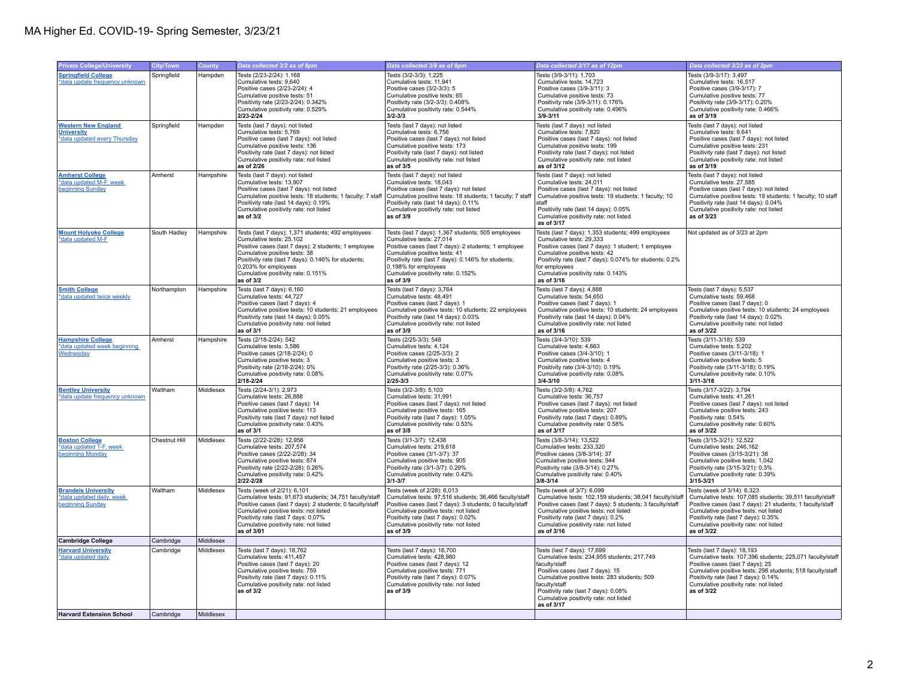# MA Higher Ed. COVID-19- Spring Semester, 3/23/21

| Private College/University | City/Town | County | Data collected 3/2 as of 8pm | Data collected 3/9 as of 9pm | Data collected 3/17 as of 12pm | Data collected 3/23 as of 2pm |
|---|---|---|---|---|---|---|
| **Springfield College** *data update frequency unknown | Springfield | Hampden | Tests (2/23-2/24): 1,168<br>Cumulative tests: 9,640<br>Positive cases (2/23-2/24): 4<br>Cumulative positive tests: 51<br>Positivity rate (2/23-2/24): 0.342%<br>Cumulative positivity rate: 0.529%<br>**2/23-2/24** | Tests (3/2-3/3): 1,225<br>Cumulative tests: 11,941<br>Positive cases (3/2-3/3): 5<br>Cumulative positive tests: 65<br>Positivity rate (3/2-3/3): 0.408%<br>Cumulative positivity rate: 0.544%<br>**3/2-3/3** | Tests (3/9-3/11): 1,703<br>Cumulative tests: 14,723<br>Positive cases (3/9-3/11): 3<br>Cumulative positive tests: 73<br>Positivity rate (3/9-3/11): 0.176%<br>Cumulative positivity rate: 0.496%<br>**3/9-3/11** | Tests (3/9-3/17): 3,497<br>Cumulative tests: 16,517<br>Positive cases (3/9-3/17): 7<br>Cumulative positive tests: 77<br>Positivity rate (3/9-3/17): 0.20%<br>Cumulative positivity rate: 0.466%<br>**as of 3/19** |
| **Western New England University** *data updated every Thursday | Springfield | Hampden | Tests (last 7 days): not listed<br>Cumulative tests: 5,769<br>Positive cases (last 7 days): not listed<br>Cumulative positive tests: 136<br>Positivity rate (last 7 days): not listed<br>Cumulative positivity rate: not listed<br>**as of 2/26** | Tests (last 7 days): not listed<br>Cumulative tests: 6,756<br>Positive cases (last 7 days): not listed<br>Cumulative positive tests: 173<br>Positivity rate (last 7 days): not listed<br>Cumulative positivity rate: not listed<br>**as of 3/5** | Tests (last 7 days): not listed<br>Cumulative tests: 7,820<br>Positive cases (last 7 days): not listed<br>Cumulative positive tests: 199<br>Positivity rate (last 7 days): not listed<br>Cumulative positivity rate: not listed<br>**as of 3/12** | Tests (last 7 days): not listed<br>Cumulative tests: 9,641<br>Positive cases (last 7 days): not listed<br>Cumulative positive tests: 231<br>Positivity rate (last 7 days): not listed<br>Cumulative positivity rate: not listed<br>**as of 3/19** |
| **Amherst College** *data updated M-F, week beginning Sunday | Amherst | Hampshire | Tests (last 7 days): not listed<br>Cumulative tests: 13,907<br>Positive cases (last 7 days): not listed<br>Cumulative positive tests: 18 students; 1 faculty; 7 staff<br>Positivity rate (last 14 days): 0.19%<br>Cumulative positivity rate: not listed<br>**as of 3/2** | Tests (last 7 days): not listed<br>Cumulative tests: 18,043<br>Positive cases (last 7 days): not listed<br>Cumulative positive tests: 18 students; 1 faculty; 7 staff<br>Positivity rate (last 14 days): 0.11%<br>Cumulative positivity rate: not listed<br>**as of 3/5** | Tests (last 7 days): not listed<br>Cumulative tests: 24,011<br>Positive cases (last 7 days): not listed<br>Cumulative positive tests: 19 students; 1 faculty; 10 staff<br>Positivity rate (last 14 days): 0.05%<br>Cumulative positivity rate: not listed<br>**as of 3/17** | Tests (last 7 days): not listed<br>Cumulative tests: 27,585<br>Positive cases (last 7 days): not listed<br>Cumulative positive tests: 19 students; 1 faculty; 10 staff<br>Positivity rate (last 14 days): 0.04%<br>Cumulative positivity rate: not listed<br>**as of 3/23** |
| **Mount Holyoke College** *data updated M-F | South Hadley | Hampshire | Tests (last 7 days): 1,371 students; 492 employees<br>Cumulative tests: 25,102<br>Positive cases (last 7 days): 2 students; 1 employee<br>Cumulative positive tests: 38<br>Positivity rate (last 7 days): 0.146% for students; 0.203% for employees<br>Cumulative positivity rate: 0.151%<br>**as of 3/2** | Tests (last 7 days): 1,367 students; 505 employees<br>Cumulative tests: 27,014<br>Positive cases (last 7 days): 2 students; 1 employee<br>Cumulative positive tests: 41<br>Positivity rate (last 7 days): 0.146% for students; 0.198% for employees<br>Cumulative positivity rate: 0.152%<br>**as of 3/9** | Tests (last 7 days): 1,353 students; 499 employees<br>Cumulative tests: 29,333<br>Positive cases (last 7 days): 1 student; 1 employee<br>Cumulative positive tests: 42<br>Positivity rate (last 7 days): 0.074% for students; 0.2% for employees<br>Cumulative positivity rate: 0.143%<br>**as of 3/16** | Not updated as of 3/23 at 2pm |
| **Smith College** *data updated twice weekly | Northampton | Hampshire | Tests (last 7 days): 6,160<br>Cumulative tests: 44,727<br>Positive cases (last 7 days): 4<br>Cumulative positive tests: 10 students; 21 employees<br>Positivity rate (last 14 days): 0.05%<br>Cumulative positivity rate: not listed<br>**as of 3/1** | Tests (last 7 days): 3,764<br>Cumulative tests: 48,491<br>Positive cases (last 7 days): 1<br>Cumulative positive tests: 10 students; 22 employees<br>Positivity rate (last 14 days): 0.03%<br>Cumulative positivity rate: not listed<br>**as of 3/9** | Tests (last 7 days): 4,888<br>Cumulative tests: 54,650<br>Positive cases (last 7 days): 1<br>Cumulative positive tests: 10 students; 24 employees<br>Positivity rate (last 14 days): 0.04%<br>Cumulative positivity rate: not listed<br>**as of 3/16** | Tests (last 7 days): 5,537<br>Cumulative tests: 59,468<br>Positive cases (last 7 days): 0<br>Cumulative positive tests: 10 students; 24 employees<br>Positivity rate (last 14 days): 0.02%<br>Cumulative positivity rate: not listed<br>**as of 3/22** |
| **Hampshire College** *data updated week beginning Wednesday | Amherst | Hampshire | Tests (2/18-2/24): 542<br>Cumulative tests: 3,586<br>Positive cases (2/18-2/24): 0<br>Cumulative positive tests: 3<br>Positivity rate (2/18-2/24): 0%<br>Cumulative positivity rate: 0.08%<br>**2/18-2/24** | Tests (2/25-3/3): 538<br>Cumulative tests: 4,124<br>Positive cases (2/25-3/3): 2<br>Cumulative positive tests: 3<br>Positivity rate (2/25-3/3): 0.36%<br>Cumulative positivity rate: 0.07%<br>**2/25-3/3** | Tests (3/4-3/10): 539<br>Cumulative tests: 4,663<br>Positive cases (3/4-3/10): 1<br>Cumulative positive tests: 4<br>Positivity rate (3/4-3/10): 0.19%<br>Cumulative positivity rate: 0.08%<br>**3/4-3/10** | Tests (3/11-3/18): 539<br>Cumulative tests: 5,202<br>Positive cases (3/11-3/18): 1<br>Cumulative positive tests: 5<br>Positivity rate (3/11-3/18): 0.19%<br>Cumulative positivity rate: 0.10%<br>**3/11-3/18** |
| **Bentley University** *data update frequency unknown | Waltham | Middlesex | Tests (2/24-3/1): 2,973<br>Cumulative tests: 26,888<br>Positive cases (last 7 days): 14<br>Cumulative positive tests: 113<br>Positivity rate (last 7 days): not listed<br>Cumulative positivity rate: 0.43%<br>**as of 3/1** | Tests (3/2-3/8): 5,103<br>Cumulative tests: 31,991<br>Positive cases (last 7 days): not listed<br>Cumulative positive tests: 165<br>Positivity rate (last 7 days): 1.05%<br>Cumulative positivity rate: 0.53%<br>**as of 3/8** | Tests (3/2-3/8): 4,762<br>Cumulative tests: 36,757<br>Positive cases (last 7 days): not listed<br>Cumulative positive tests: 207<br>Positivity rate (last 7 days): 0.89%<br>Cumulative positivity rate: 0.58%<br>**as of 3/17** | Tests (3/17-3/22): 3,794<br>Cumulative tests: 41,261<br>Positive cases (last 7 days): not listed<br>Cumulative positive tests: 243<br>Positivity rate: 0.54%<br>Cumulative positivity rate: 0.60%<br>**as of 3/22** |
| **Boston College** *data updated T-F, week beginning Monday | Chestnut Hill | Middlesex | Tests (2/22-2/28): 12,956<br>Cumulative tests: 207,574<br>Positive cases (2/22-2/28): 34<br>Cumulative positive tests: 874<br>Positivity rate (2/22-2/28): 0.26%<br>Cumulative positivity rate: 0.42%<br>**2/22-2/28** | Tests (3/1-3/7): 12,438<br>Cumulative tests: 219,618<br>Positive cases (3/1-3/7): 37<br>Cumulative positive tests: 905<br>Positivity rate (3/1-3/7): 0.29%<br>Cumulative positivity rate: 0.42%<br>**3/1-3/7** | Tests (3/8-3/14): 13,522<br>Cumulative tests: 233,320<br>Positive cases (3/8-3/14): 37<br>Cumulative positive tests: 944<br>Positivity rate (3/8-3/14): 0.27%<br>Cumulative positivity rate: 0.40%<br>**3/8-3/14** | Tests (3/15-3/21): 12,522<br>Cumulative tests: 246,162<br>Positive cases (3/15-3/21): 38<br>Cumulative positive tests: 1,042<br>Positivity rate (3/15-3/21): 0.3%<br>Cumulative positivity rate: 0.39%<br>**3/15-3/21** |
| **Brandeis University** *data updated daily, week beginning Sunday | Waltham | Middlesex | Tests (week of 2/21): 6,101<br>Cumulative tests: 91,673 students; 34,751 faculty/staff<br>Positive cases (last 7 days): 2 students; 0 faculty/staff<br>Cumulative positive tests: not listed<br>Positivity rate (last 7 days): 0.02%<br>Cumulative positivity rate: not listed<br>**as of 3/01** | Tests (week of 2/28): 6,013<br>Cumulative tests: 97,516 students; 36,466 faculty/staff<br>Positive cases (last 7 days): 3 students; 0 faculty/staff<br>Cumulative positive tests: not listed<br>Positivity rate (last 7 days): 0.02%<br>Cumulative positivity rate: not listed<br>**as of 3/9** | Tests (week of 3/7): 6,099<br>Cumulative tests: 102,159 students; 38,041 faculty/staff<br>Positive cases (last 7 days): 5 students; 3 faculty/staff<br>Cumulative positive tests: not listed<br>Positivity rate (last 7 days): 0.2%<br>Cumulative positivity rate: not listed<br>**as of 3/16** | Tests (week of 3/14): 6,323<br>Cumulative tests: 107,085 students; 39,511 faculty/staff<br>Positive cases (last 7 days): 21 students; 1 faculty/staff<br>Cumulative positive tests: not listed<br>Positivity rate (last 7 days): 0.35%<br>Cumulative positivity rate: not listed<br>**as of 3/22** |
| **Cambridge College** | Cambridge | Middlesex | | | | |
| **Harvard University** *data updated daily | Cambridge | Middlesex | Tests (last 7 days): 18,762<br>Cumulative tests: 411,457<br>Positive cases (last 7 days): 20<br>Cumulative positive tests: 759<br>Positivity rate (last 7 days): 0.11%<br>Cumulative positivity rate: not listed<br>**as of 3/2** | Tests (last 7 days): 16,700<br>Cumulative tests: 428,980<br>Positive cases (last 7 days): 12<br>Cumulative positive tests: 771<br>Positivity rate (last 7 days): 0.07%<br>Cumulative positivity rate: not listed<br>**as of 3/9** | Tests (last 7 days): 17,699<br>Cumulative tests: 234,955 students; 217,749 faculty/staff<br>Positive cases (last 7 days): 15<br>Cumulative positive tests: 283 students; 509 faculty/staff<br>Positivity rate (last 7 days): 0.08%<br>Cumulative positivity rate: not listed<br>**as of 3/17** | Tests (last 7 days): 18,193<br>Cumulative tests: 107,396 students; 225,071 faculty/staff<br>Positive cases (last 7 days): 25<br>Cumulative positive tests: 298 students; 518 faculty/staff<br>Positivity rate (last 7 days): 0.14%<br>Cumulative positivity rate: not listed<br>**as of 3/22** |
| **Harvard Extension School** | Cambridge | Middlesex | | | | |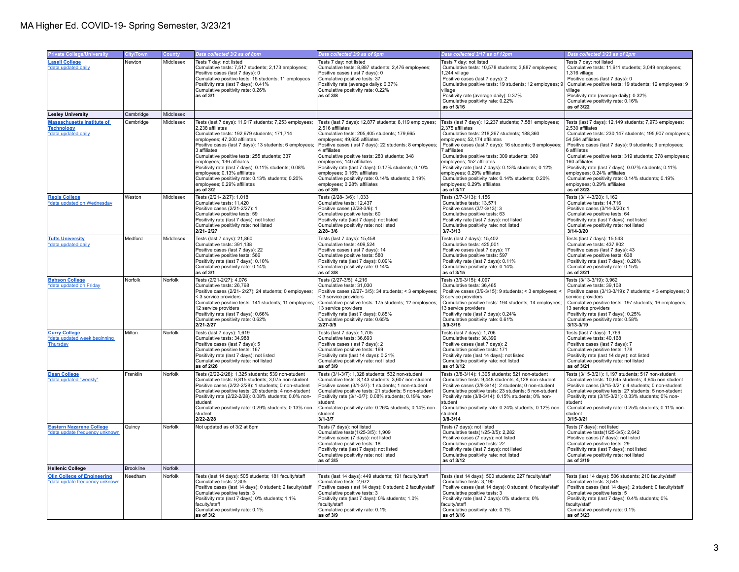# MA Higher Ed. COVID-19- Spring Semester, 3/23/21

| Private College/University | City/Town | County | Data collected 3/2 as of 8pm | Data collected 3/9 as of 9pm | Data collected 3/17 as of 12pm | Data collected 3/23 as of 2pm |
|---|---|---|---|---|---|---|
| Lasell College *data updated daily | Newton | Middlesex | Tests 7 day: not listed<br>Cumulative tests: 7,517 students; 2,173 employees;<br>Positive cases (last 7 days): 0<br>Cumulative positive tests: 15 students; 11 employees<br>Positivity rate (last 7 days): 0.41%<br>Cumulative positivity rate: 0.26%<br>**as of 3/1** | Tests 7 day: not listed<br>Cumulative tests: 8,887 students; 2,476 employees;<br>Positive cases (last 7 days): 0<br>Cumulative positive tests: 37<br>Positivity rate (average daily): 0.37%<br>Cumulative positivity rate: 0.22%<br>**as of 3/8** | Tests 7 day: not listed<br>Cumulative tests: 10,578 students; 3,887 employees; 1,244 village<br>Positive cases (last 7 days): 2<br>Cumulative positive tests: 19 students; 12 employees; 9 village<br>Positivity rate (average daily): 0.37%<br>Cumulative positivity rate: 0.22%<br>**as of 3/16** | Tests 7 day: not listed<br>Cumulative tests: 11,611 students; 3,049 employees; 1,316 village<br>Positive cases (last 7 days): 0<br>Cumulative positive tests: 19 students; 12 employees; 9 village<br>Positivity rate (average daily): 0.32%<br>Cumulative positivity rate: 0.16%<br>**as of 3/22** |
| **Lesley University** | Cambridge | Middlesex | | | | |
| Massachusetts Institute of Technology *data updated daily | Cambridge | Middlesex | Tests (last 7 days): 11,917 students; 7,253 employees; 2,238 affiliates<br>Cumulative tests: 192,679 students; 171,714 employees; 47,200 affiliates<br>Positive cases (last 7 days): 13 students; 6 employees; 3 affiliates<br>Cumulative positive tests: 255 students; 337 employees; 136 affiliates<br>Positivity rate (last 7 days): 0.11% students; 0.08% employees; 0.13% affiliates<br>Cumulative positivity rate: 0.13% students; 0.20% employees; 0.29% affiliates<br>**as of 3/2** | Tests (last 7 days): 12,877 students; 8,119 employees; 2,516 affiliates<br>Cumulative tests: 205,405 students; 179,665 employees; 49,655 affiliates<br>Positive cases (last 7 days): 22 students; 8 employees; 4 affiliates<br>Cumulative positive tests: 283 students; 348 employees; 140 affiliates<br>Positivity rate (last 7 days): 0.17% students; 0.10% employees; 0.16% affiliates<br>Cumulative positivity rate: 0.14% students; 0.19% employees; 0.28% affiliates<br>**as of 3/9** | Tests (last 7 days): 12,237 students; 7,581 employees; 2,375 affiliates<br>Cumulative tests: 218,267 students; 188,360 employees; 52,174 affiliates<br>Positive cases (last 7 days): 16 students; 9 employees; 7 affiliates<br>Cumulative positive tests: 309 students; 369 employees; 152 affiliates<br>Positivity rate (last 7 days): 0.13% students; 0.12% employees; 0.29% affiliates<br>Cumulative positivity rate: 0.14% students; 0.20% employees; 0.29% affiliates<br>**as of 3/17** | Tests (last 7 days): 12,149 students; 7,973 employees; 2,530 affiliates<br>Cumulative tests: 230,147 students; 195,907 employees; 54,564 affiliates<br>Positive cases (last 7 days): 9 students; 9 employees; 6 affiliates<br>Cumulative positive tests: 319 students; 378 employees; 160 affiliates<br>Positivity rate (last 7 days): 0.07% students; 0.11% employees; 0.24% affiliates<br>Cumulative positivity rate: 0.14% students; 0.19% employees; 0.29% affiliates<br>**as of 3/23** |
| Regis College *data updated on Wednesday | Weston | Middlesex | Tests (2/21- 2/27): 1,018<br>Cumulative tests: 11,420<br>Positive cases (2/21-2/27): 1<br>Cumulative positive tests: 59<br>Positivity rate (last 7 days): not listed<br>Cumulative positivity rate: not listed<br>**2/21- 2/27** | Tests (2/28- 3/6): 1,033<br>Cumulative tests: 12,437<br>Positive cases (2/28-3/6): 1<br>Cumulative positive tests: 60<br>Positivity rate (last 7 days): not listed<br>Cumulative positivity rate: not listed<br>**2/28- 3/6** | Tests (3/7-3/13): 1,156<br>Cumulative tests: 13,571<br>Positive cases (3/7-3/13): 3<br>Cumulative positive tests: 63<br>Positivity rate (last 7 days): not listed<br>Cumulative positivity rate: not listed<br>**3/7-3/13** | Tests (3/14-3/20): 1,162<br>Cumulative tests: 14,716<br>Positive cases (3/14-3/20): 1<br>Cumulative positive tests: 64<br>Positivity rate (last 7 days): not listed<br>Cumulative positivity rate: not listed<br>**3/14-3/20** |
| Tufts University *data updated daily | Medford | Middlesex | Tests (last 7 days): 21,860<br>Cumulative tests: 391,138<br>Positive cases (last 7 days): 22<br>Cumulative positive tests: 566<br>Positivity rate (last 7 days): 0.10%<br>Cumulative positivity rate: 0.14%<br>**as of 3/1** | Tests (last 7 days): 15,458<br>Cumulative tests: 409,524<br>Positive cases (last 7 days): 14<br>Cumulative positive tests: 580<br>Positivity rate (last 7 days): 0.09%<br>Cumulative positivity rate: 0.14%<br>**as of 3/8** | Tests (last 7 days): 15,402<br>Cumulative tests: 425,001<br>Positive cases (last 7 days): 17<br>Cumulative positive tests: 597<br>Positivity rate (last 7 days): 0.11%<br>Cumulative positivity rate: 0.14%<br>**as of 3/15** | Tests (last 7 days): 15,543<br>Cumulative tests: 437,802<br>Positive cases (last 7 days): 43<br>Cumulative positive tests: 638<br>Positivity rate (last 7 days): 0.28%<br>Cumulative positivity rate: 0.15%<br>**as of 3/21** |
| Babson College *data updated on Friday | Norfolk | Norfolk | Tests (2/21-2/27): 4,076<br>Cumulative tests: 26,798<br>Positive cases (2/21- 2/27): 24 students; 0 employees; < 3 service providers<br>Cumulative positive tests: 141 students; 11 employees; 12 service providers<br>Positivity rate (last 7 days): 0.66%<br>Cumulative positivity rate: 0.62%<br>**2/21-2/27** | Tests (2/27-3/5): 4,216<br>Cumulative tests: 31,030<br>Positive cases (2/27- 3/5): 34 students; < 3 employees; < 3 service providers<br>Cumulative positive tests: 175 students; 12 employees; 13 service providers<br>Positivity rate (last 7 days): 0.85%<br>Cumulative positivity rate: 0.65%<br>**2/27-3/5** | Tests (3/9-3/15): 4,097<br>Cumulative tests: 36,465<br>Positive cases (3/9-3/15): 9 students; < 3 employees; < 3 service providers<br>Cumulative positive tests: 194 students; 14 employees; 13 service providers<br>Positivity rate (last 7 days): 0.24%<br>Cumulative positivity rate: 0.61%<br>**3/9-3/15** | Tests (3/13-3/19): 3,962<br>Cumulative tests: 39,108<br>Positive cases (3/13-3/19): 7 students; < 3 employees; 0 service providers<br>Cumulative positive tests: 197 students; 16 employees; 13 service providers<br>Positivity rate (last 7 days): 0.25%<br>Cumulative positivity rate: 0.58%<br>**3/13-3/19** |
| Curry College *data updated week beginning Thursday | Milton | Norfolk | Tests (last 7 days): 1,619<br>Cumulative tests: 34,988<br>Positive cases (last 7 days): 5<br>Cumulative positive tests: 167<br>Positivity rate (last 7 days): not listed<br>Cumulative positivity rate: not listed<br>**as of 2/26** | Tests (last 7 days): 1,705<br>Cumulative tests: 36,693<br>Positive cases (last 7 days): 2<br>Cumulative positive tests: 169<br>Positivity rate (last 14 days): 0.21%<br>Cumulative positivity rate: not listed<br>**as of 3/9** | Tests (last 7 days): 1,706<br>Cumulative tests: 38,399<br>Positive cases (last 7 days): 2<br>Cumulative positive tests: 171<br>Positivity rate (last 14 days): not listed<br>Cumulative positivity rate: not listed<br>**as of 3/12** | Tests (last 7 days): 1,769<br>Cumulative tests: 40,168<br>Positive cases (last 7 days): 7<br>Cumulative positive tests: 178<br>Positivity rate (last 14 days): not listed<br>Cumulative positivity rate: not listed<br>**as of 3/21** |
| Dean College *data updated "weekly" | Franklin | Norfolk | Tests (2/22-2/28): 1,325 students; 539 non-student<br>Cumulative tests: 6,815 students; 3,075 non-student<br>Positive cases (2/22-2/28): 1 students; 0 non-student<br>Cumulative positive tests: 20 students; 4 non-student<br>Positivity rate (2/22-2/28): 0.08% students; 0.0% non-student<br>Cumulative positivity rate: 0.29% students; 0.13% non-student<br>**2/22-2/28** | Tests (3/1-3/7): 1,328 students; 532 non-student<br>Cumulative tests: 8,143 students; 3,607 non-student<br>Positive cases (3/1-3/7): 1 students; 1 non-student<br>Cumulative positive tests: 21 students; 5 non-student<br>Positivity rate (3/1-3/7): 0.08% students; 0.19% non-student<br>Cumulative positivity rate: 0.26% students; 0.14% non-student<br>**3/1-3/7** | Tests (3/8-3/14): 1,305 students; 521 non-student<br>Cumulative tests: 9,448 students; 4,128 non-student<br>Positive cases (3/8-3/14): 2 students; 0 non-student<br>Cumulative positive tests: 23 students; 5 non-student<br>Positivity rate (3/8-3/14): 0.15% students; 0% non-student<br>Cumulative positivity rate: 0.24% students; 0.12% non-student<br>**3/8-3/14** | Tests (3/15-3/21): 1,197 students; 517 non-student<br>Cumulative tests: 10,645 students; 4,645 non-student<br>Positive cases (3/15-3/21): 4 students; 0 non-student<br>Cumulative positive tests: 27 students; 5 non-student<br>Positivity rate (3/15-3/21): 0.33% students; 0% non-student<br>Cumulative positivity rate: 0.25% students; 0.11% non-student<br>**3/15-3/21** |
| Eastern Nazarene College *data update frequency unknown | Quincy | Norfolk | Not updated as of 3/2 at 8pm | Tests (7 days): not listed<br>Cumulative tests(1/25-3/5): 1,909<br>Positive cases (7 days): not listed<br>Cumulative positive tests: 18<br>Positivity rate (last 7 days): not listed<br>Cumulative positivity rate: not listed<br>**as of 3/5** | Tests (7 days): not listed<br>Cumulative tests(1/25-3/5): 2,282<br>Positive cases (7 days): not listed<br>Cumulative positive tests: 22<br>Positivity rate (last 7 days): not listed<br>Cumulative positivity rate: not listed<br>**as of 3/12** | Tests (7 days): not listed<br>Cumulative tests(1/25-3/5): 2,642<br>Positive cases (7 days): not listed<br>Cumulative positive tests: 29<br>Positivity rate (last 7 days): not listed<br>Cumulative positivity rate: not listed<br>**as of 3/19** |
| **Hellenic College** | Brookline | Norfolk | | | | |
| Olin College of Engineering *data update frequency unknown | Needham | Norfolk | Tests (last 14 days): 505 students; 181 faculty/staff<br>Cumulative tests: 2,305<br>Positive cases (last 14 days): 0 student; 2 faculty/staff<br>Cumulative positive tests: 3<br>Positivity rate (last 7 days): 0% students; 1.1% faculty/staff<br>Cumulative positivity rate: 0.1%<br>**as of 3/2** | Tests (last 14 days): 449 students; 191 faculty/staff<br>Cumulative tests: 2,672<br>Positive cases (last 14 days): 0 student; 2 faculty/staff<br>Cumulative positive tests: 3<br>Positivity rate (last 7 days): 0% students; 1.0% faculty/staff<br>Cumulative positivity rate: 0.1%<br>**as of 3/9** | Tests (last 14 days): 500 students; 227 faculty/staff<br>Cumulative tests: 3,190<br>Positive cases (last 14 days): 0 student; 0 faculty/staff<br>Cumulative positive tests: 3<br>Positivity rate (last 7 days): 0% students; 0% faculty/staff<br>Cumulative positivity rate: 0.1%<br>**as of 3/16** | Tests (last 14 days): 506 students; 210 faculty/staff<br>Cumulative tests: 3,545<br>Positive cases (last 14 days): 2 student; 0 faculty/staff<br>Cumulative positive tests: 5<br>Positivity rate (last 7 days): 0.4% students; 0% faculty/staff<br>Cumulative positivity rate: 0.1%<br>**as of 3/23** |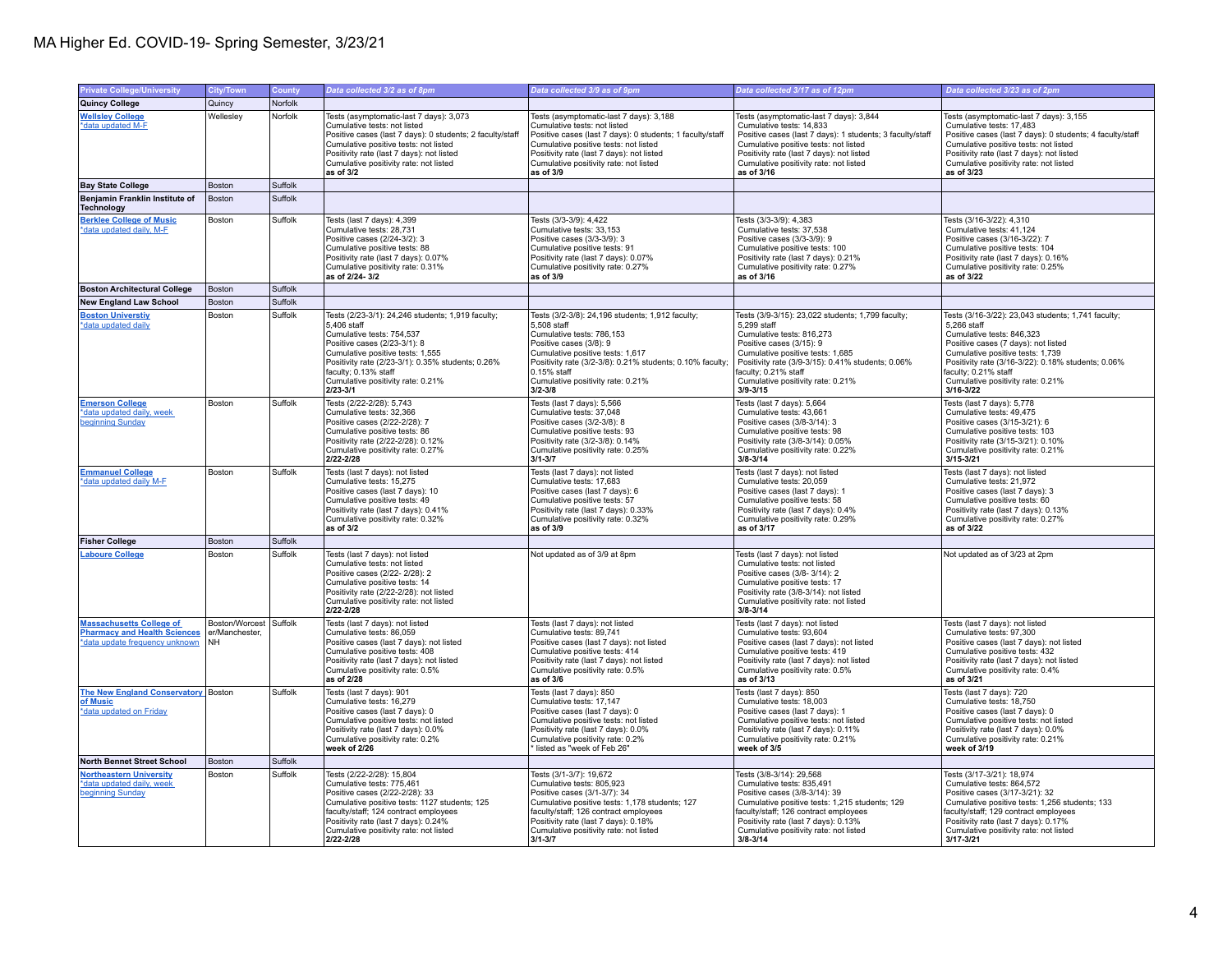# MA Higher Ed. COVID-19- Spring Semester, 3/23/21

| Private College/University | City/Town | County | Data collected 3/2 as of 8pm | Data collected 3/9 as of 9pm | Data collected 3/17 as of 12pm | Data collected 3/23 as of 2pm |
|---|---|---|---|---|---|---|
| **Quincy College** | Quincy | Norfolk | | | | |
| **Wellesley College** *data updated M-F | Wellesley | Norfolk | Tests (asymptomatic-last 7 days): 3,073<br>Cumulative tests: not listed<br>Positive cases (last 7 days): 0 students; 2 faculty/staff<br>Cumulative positive tests: not listed<br>Positivity rate (last 7 days): not listed<br>Cumulative positivity rate: not listed<br>**as of 3/2** | Tests (asymptomatic-last 7 days): 3,188<br>Cumulative tests: not listed<br>Positive cases (last 7 days): 0 students; 1 faculty/staff<br>Cumulative positive tests: not listed<br>Positivity rate (last 7 days): not listed<br>Cumulative positivity rate: not listed<br>**as of 3/9** | Tests (asymptomatic-last 7 days): 3,844<br>Cumulative tests: 14,833<br>Positive cases (last 7 days): 1 students; 3 faculty/staff<br>Cumulative positive tests: not listed<br>Positivity rate (last 7 days): not listed<br>Cumulative positivity rate: not listed<br>**as of 3/16** | Tests (asymptomatic-last 7 days): 3,155<br>Cumulative tests: 17,483<br>Positive cases (last 7 days): 0 students; 4 faculty/staff<br>Cumulative positive tests: not listed<br>Positivity rate (last 7 days): not listed<br>Cumulative positivity rate: not listed<br>**as of 3/23** |
| **Bay State College** | Boston | Suffolk | | | | |
| **Benjamin Franklin Institute of Technology** | Boston | Suffolk | | | | |
| **Berklee College of Music** *data updated daily, M-F | Boston | Suffolk | Tests (last 7 days): 4,399<br>Cumulative tests: 28,731<br>Positive cases (2/24-3/2): 3<br>Cumulative positive tests: 88<br>Positivity rate (last 7 days): 0.07%<br>Cumulative positivity rate: 0.31%<br>**as of 2/24- 3/2** | Tests (3/3-3/9): 4,422<br>Cumulative tests: 33,153<br>Positive cases (3/3-3/9): 3<br>Cumulative positive tests: 91<br>Positivity rate (last 7 days): 0.07%<br>Cumulative positivity rate: 0.27%<br>**as of 3/9** | Tests (3/3-3/9): 4,383<br>Cumulative tests: 37,538<br>Positive cases (3/3-3/9): 9<br>Cumulative positive tests: 100<br>Positivity rate (last 7 days): 0.21%<br>Cumulative positivity rate: 0.27%<br>**as of 3/16** | Tests (3/16-3/22): 4,310<br>Cumulative tests: 41,124<br>Positive cases (3/16-3/22): 7<br>Cumulative positive tests: 104<br>Positivity rate (last 7 days): 0.16%<br>Cumulative positivity rate: 0.25%<br>**as of 3/22** |
| **Boston Architectural College** | Boston | Suffolk | | | | |
| **New England Law School** | Boston | Suffolk | | | | |
| **Boston Universtiy** *data updated daily | Boston | Suffolk | Tests (2/23-3/1): 24,246 students; 1,919 faculty; 5,406 staff<br>Cumulative tests: 754,537<br>Positive cases (2/23-3/1): 8<br>Cumulative positive tests: 1,555<br>Positivity rate (2/23-3/1): 0.35% students; 0.26% faculty; 0.13% staff<br>Cumulative positivity rate: 0.21%<br>**2/23-3/1** | Tests (3/2-3/8): 24,196 students; 1,912 faculty; 5,508 staff<br>Cumulative tests: 786,153<br>Positive cases (3/8): 9<br>Cumulative positive tests: 1,617<br>Positivity rate (3/2-3/8): 0.21% students; 0.10% faculty; 0.15% staff<br>Cumulative positivity rate: 0.21%<br>**3/2-3/8** | Tests (3/9-3/15): 23,022 students; 1,799 faculty; 5,299 staff<br>Cumulative tests: 816,273<br>Positive cases (3/15): 9<br>Cumulative positive tests: 1,685<br>Positivity rate (3/9-3/15): 0.41% students; 0.06% faculty; 0.21% staff<br>Cumulative positivity rate: 0.21%<br>**3/9-3/15** | Tests (3/16-3/22): 23,043 students; 1,741 faculty; 5,266 staff<br>Cumulative tests: 846,323<br>Positive cases (7 days): not listed<br>Cumulative positive tests: 1,739<br>Positivity rate (3/16-3/22): 0.18% students; 0.06% faculty; 0.21% staff<br>Cumulative positivity rate: 0.21%<br>**3/16-3/22** |
| **Emerson College** *data updated daily, week beginning Sunday | Boston | Suffolk | Tests (2/22-2/28): 5,743<br>Cumulative tests: 32,366<br>Positive cases (2/22-2/28): 7<br>Cumulative positive tests: 86<br>Positivity rate (2/22-2/28): 0.12%<br>Cumulative positivity rate: 0.27%<br>**2/22-2/28** | Tests (last 7 days): 5,566<br>Cumulative tests: 37,048<br>Positive cases (3/2-3/8): 8<br>Cumulative positive tests: 93<br>Positivity rate (3/2-3/8): 0.14%<br>Cumulative positivity rate: 0.25%<br>**3/1-3/7** | Tests (last 7 days): 5,664<br>Cumulative tests: 43,661<br>Positive cases (3/8-3/14): 3<br>Cumulative positive tests: 98<br>Positivity rate (3/8-3/14): 0.05%<br>Cumulative positivity rate: 0.22%<br>**3/8-3/14** | Tests (last 7 days): 5,778<br>Cumulative tests: 49,475<br>Positive cases (3/15-3/21): 6<br>Cumulative positive tests: 103<br>Positivity rate (3/15-3/21): 0.10%<br>Cumulative positivity rate: 0.21%<br>**3/15-3/21** |
| **Emmanuel College** *data updated daily M-F | Boston | Suffolk | Tests (last 7 days): not listed<br>Cumulative tests: 15,275<br>Positive cases (last 7 days): 10<br>Cumulative positive tests: 49<br>Positivity rate (last 7 days): 0.41%<br>Cumulative positivity rate: 0.32%<br>**as of 3/2** | Tests (last 7 days): not listed<br>Cumulative tests: 17,683<br>Positive cases (last 7 days): 6<br>Cumulative positive tests: 57<br>Positivity rate (last 7 days): 0.33%<br>Cumulative positivity rate: 0.32%<br>**as of 3/9** | Tests (last 7 days): not listed<br>Cumulative tests: 20,059<br>Positive cases (last 7 days): 1<br>Cumulative positive tests: 58<br>Positivity rate (last 7 days): 0.4%<br>Cumulative positivity rate: 0.29%<br>**as of 3/17** | Tests (last 7 days): not listed<br>Cumulative tests: 21,972<br>Positive cases (last 7 days): 3<br>Cumulative positive tests: 60<br>Positivity rate (last 7 days): 0.13%<br>Cumulative positivity rate: 0.27%<br>**as of 3/22** |
| **Fisher College** | Boston | Suffolk | | | | |
| **Laboure College** | Boston | Suffolk | Tests (last 7 days): not listed<br>Cumulative tests: not listed<br>Positive cases (2/22- 2/28): 2<br>Cumulative positive tests: 14<br>Positivity rate (2/22-2/28): not listed<br>Cumulative positivity rate: not listed<br>**2/22-2/28** | Not updated as of 3/9 at 8pm | Tests (last 7 days): not listed<br>Cumulative tests: not listed<br>Positive cases (3/8- 3/14): 2<br>Cumulative positive tests: 17<br>Positivity rate (3/8-3/14): not listed<br>Cumulative positivity rate: not listed<br>**3/8-3/14** | Not updated as of 3/23 at 2pm |
| **Massachusetts College of Pharmacy and Health Sciences** *data update frequency unknown | Boston/Worcester/Manchester, NH | Suffolk | Tests (last 7 days): not listed<br>Cumulative tests: 86,059<br>Positive cases (last 7 days): not listed<br>Cumulative positive tests: 408<br>Positivity rate (last 7 days): not listed<br>Cumulative positivity rate: 0.5%<br>**as of 2/28** | Tests (last 7 days): not listed<br>Cumulative tests: 89,741<br>Positive cases (last 7 days): not listed<br>Cumulative positive tests: 414<br>Positivity rate (last 7 days): not listed<br>Cumulative positivity rate: 0.5%<br>**as of 3/6** | Tests (last 7 days): not listed<br>Cumulative tests: 93,604<br>Positive cases (last 7 days): not listed<br>Cumulative positive tests: 419<br>Positivity rate (last 7 days): not listed<br>Cumulative positivity rate: 0.5%<br>**as of 3/13** | Tests (last 7 days): not listed<br>Cumulative tests: 97,300<br>Positive cases (last 7 days): not listed<br>Cumulative positive tests: 432<br>Positivity rate (last 7 days): not listed<br>Cumulative positivity rate: 0.4%<br>**as of 3/21** |
| **The New England Conservatory of Music** *data updated on Friday | Boston | Suffolk | Tests (last 7 days): 901<br>Cumulative tests: 16,279<br>Positive cases (last 7 days): 0<br>Cumulative positive tests: not listed<br>Positivity rate (last 7 days): 0.0%<br>Cumulative positivity rate: 0.2%<br>**week of 2/26** | Tests (last 7 days): 850<br>Cumulative tests: 17,147<br>Positive cases (last 7 days): 0<br>Cumulative positive tests: not listed<br>Positivity rate (last 7 days): 0.0%<br>Cumulative positivity rate: 0.2%<br>* listed as "week of Feb 26" | Tests (last 7 days): 850<br>Cumulative tests: 18,003<br>Positive cases (last 7 days): 1<br>Cumulative positive tests: not listed<br>Positivity rate (last 7 days): 0.11%<br>Cumulative positivity rate: 0.21%<br>**week of 3/5** | Tests (last 7 days): 720<br>Cumulative tests: 18,750<br>Positive cases (last 7 days): 0<br>Cumulative positive tests: not listed<br>Positivity rate (last 7 days): 0.0%<br>Cumulative positivity rate: 0.21%<br>**week of 3/19** |
| **North Bennet Street School** | Boston | Suffolk | | | | |
| **Northeastern University** *data updated daily, week beginning Sunday | Boston | Suffolk | Tests (2/22-2/28): 15,804<br>Cumulative tests: 775,461<br>Positive cases (2/22-2/28): 33<br>Cumulative positive tests: 1127 students; 125 faculty/staff; 124 contract employees<br>Positivity rate (last 7 days): 0.24%<br>Cumulative positivity rate: not listed<br>**2/22-2/28** | Tests (3/1-3/7): 19,672<br>Cumulative tests: 805,923<br>Positive cases (3/1-3/7): 34<br>Cumulative positive tests: 1,178 students; 127 faculty/staff; 126 contract employees<br>Positivity rate (last 7 days): 0.18%<br>Cumulative positivity rate: not listed<br>**3/1-3/7** | Tests (3/8-3/14): 29,568<br>Cumulative tests: 835,491<br>Positive cases (3/8-3/14): 39<br>Cumulative positive tests: 1,215 students; 129 faculty/staff; 126 contract employees<br>Positivity rate (last 7 days): 0.13%<br>Cumulative positivity rate: not listed<br>**3/8-3/14** | Tests (3/17-3/21): 18,974<br>Cumulative tests: 864,572<br>Positive cases (3/17-3/21): 32<br>Cumulative positive tests: 1,256 students; 133 faculty/staff; 129 contract employees<br>Positivity rate (last 7 days): 0.17%<br>Cumulative positivity rate: not listed<br>**3/17-3/21** |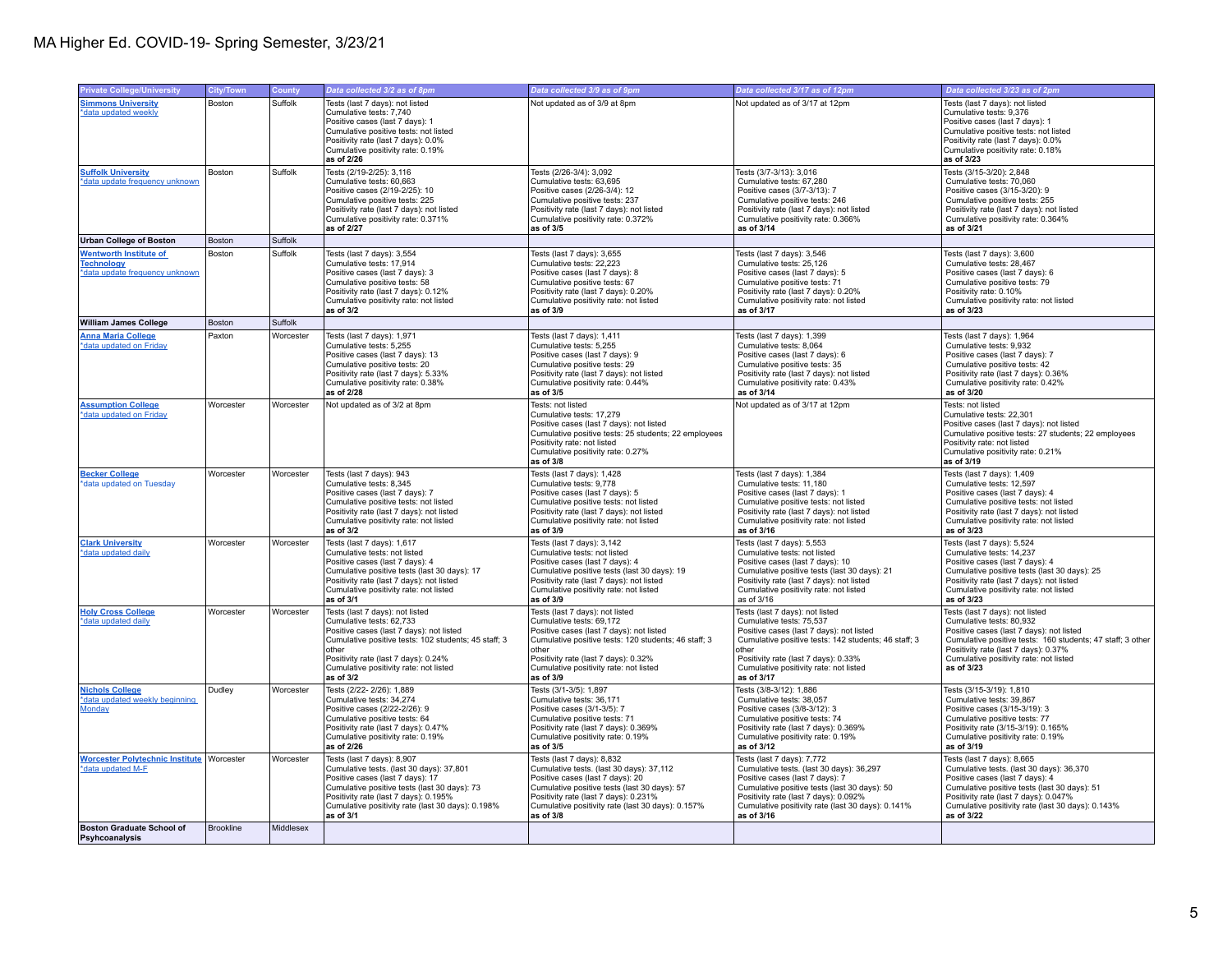# MA Higher Ed. COVID-19- Spring Semester, 3/23/21

| Private College/University | City/Town | County | Data collected 3/2 as of 8pm | Data collected 3/9 as of 9pm | Data collected 3/17 as of 12pm | Data collected 3/23 as of 2pm |
|---|---|---|---|---|---|---|
| Simmons University *data updated weekly | Boston | Suffolk | Tests (last 7 days): not listed<br>Cumulative tests: 7,740<br>Positive cases (last 7 days): 1<br>Cumulative positive tests: not listed<br>Positivity rate (last 7 days): 0.0%<br>Cumulative positivity rate: 0.19%<br>**as of 2/26** | Not updated as of 3/9 at 8pm | Not updated as of 3/17 at 12pm | Tests (last 7 days): not listed<br>Cumulative tests: 9,376<br>Positive cases (last 7 days): 1<br>Cumulative positive tests: not listed<br>Positivity rate (last 7 days): 0.0%<br>Cumulative positivity rate: 0.18%<br>**as of 3/23** |
| Suffolk University *data update frequency unknown | Boston | Suffolk | Tests (2/19-2/25): 3,116<br>Cumulative tests: 60,663<br>Positive cases (2/19-2/25): 10<br>Cumulative positive tests: 225<br>Positivity rate (last 7 days): not listed<br>Cumulative positivity rate: 0.371%<br>**as of 2/27** | Tests (2/26-3/4): 3,092<br>Cumulative tests: 63,695<br>Positive cases (2/26-3/4): 12<br>Cumulative positive tests: 237<br>Positivity rate (last 7 days): not listed<br>Cumulative positivity rate: 0.372%<br>**as of 3/5** | Tests (3/7-3/13): 3,016<br>Cumulative tests: 67,280<br>Positive cases (3/7-3/13): 7<br>Cumulative positive tests: 246<br>Positivity rate (last 7 days): not listed<br>Cumulative positivity rate: 0.366%<br>**as of 3/14** | Tests (3/15-3/20): 2,848<br>Cumulative tests: 70,060<br>Positive cases (3/15-3/20): 9<br>Cumulative positive tests: 255<br>Positivity rate (last 7 days): not listed<br>Cumulative positivity rate: 0.364%<br>**as of 3/21** |
| **Urban College of Boston** | Boston | Suffolk | | | | |
| Wentworth Institute of Technology *data update frequency unknown | Boston | Suffolk | Tests (last 7 days): 3,554<br>Cumulative tests: 17,914<br>Positive cases (last 7 days): 3<br>Cumulative positive tests: 58<br>Positivity rate (last 7 days): 0.12%<br>Cumulative positivity rate: not listed<br>**as of 3/2** | Tests (last 7 days): 3,655<br>Cumulative tests: 22,223<br>Positive cases (last 7 days): 8<br>Cumulative positive tests: 67<br>Positivity rate (last 7 days): 0.20%<br>Cumulative positivity rate: not listed<br>**as of 3/9** | Tests (last 7 days): 3,546<br>Cumulative tests: 25,126<br>Positive cases (last 7 days): 5<br>Cumulative positive tests: 71<br>Positivity rate (last 7 days): 0.20%<br>Cumulative positivity rate: not listed<br>**as of 3/17** | Tests (last 7 days): 3,600<br>Cumulative tests: 28,467<br>Positive cases (last 7 days): 6<br>Cumulative positive tests: 79<br>Positivity rate: 0.10%<br>Cumulative positivity rate: not listed<br>**as of 3/23** |
| **William James College** | Boston | Suffolk | | | | |
| Anna Maria College *data updated on Friday | Paxton | Worcester | Tests (last 7 days): 1,971<br>Cumulative tests: 5,255<br>Positive cases (last 7 days): 13<br>Cumulative positive tests: 20<br>Positivity rate (last 7 days): 5.33%<br>Cumulative positivity rate: 0.38%<br>**as of 2/28** | Tests (last 7 days): 1,411<br>Cumulative tests: 5,255<br>Positive cases (last 7 days): 9<br>Cumulative positive tests: 29<br>Positivity rate (last 7 days): not listed<br>Cumulative positivity rate: 0.44%<br>**as of 3/5** | Tests (last 7 days): 1,399<br>Cumulative tests: 8,064<br>Positive cases (last 7 days): 6<br>Cumulative positive tests: 35<br>Positivity rate (last 7 days): not listed<br>Cumulative positivity rate: 0.43%<br>**as of 3/14** | Tests (last 7 days): 1,964<br>Cumulative tests: 9,932<br>Positive cases (last 7 days): 7<br>Cumulative positive tests: 42<br>Positivity rate (last 7 days): 0.36%<br>Cumulative positivity rate: 0.42%<br>**as of 3/20** |
| Assumption College *data updated on Friday | Worcester | Worcester | Not updated as of 3/2 at 8pm | Tests: not listed<br>Cumulative tests: 17,279<br>Positive cases (last 7 days): not listed<br>Cumulative positive tests: 25 students; 22 employees<br>Positivity rate: not listed<br>Cumulative positivity rate: 0.27%<br>**as of 3/8** | Not updated as of 3/17 at 12pm | Tests: not listed<br>Cumulative tests: 22,301<br>Positive cases (last 7 days): not listed<br>Cumulative positive tests: 27 students; 22 employees<br>Positivity rate: not listed<br>Cumulative positivity rate: 0.21%<br>**as of 3/19** |
| Becker College *data updated on Tuesday | Worcester | Worcester | Tests (last 7 days): 943<br>Cumulative tests: 8,345<br>Positive cases (last 7 days): 7<br>Cumulative positive tests: not listed<br>Positivity rate (last 7 days): not listed<br>Cumulative positivity rate: not listed<br>**as of 3/2** | Tests (last 7 days): 1,428<br>Cumulative tests: 9,778<br>Positive cases (last 7 days): 5<br>Cumulative positive tests: not listed<br>Positivity rate (last 7 days): not listed<br>Cumulative positivity rate: not listed<br>**as of 3/9** | Tests (last 7 days): 1,384<br>Cumulative tests: 11,180<br>Positive cases (last 7 days): 10<br>Cumulative positive tests: not listed<br>Positivity rate (last 7 days): not listed<br>Cumulative positivity rate: not listed<br>**as of 3/16** | Tests (last 7 days): 1,409<br>Cumulative tests: 12,597<br>Positive cases (last 7 days): 4<br>Cumulative positive tests: not listed<br>Positivity rate (last 7 days): not listed<br>Cumulative positivity rate: not listed<br>**as of 3/23** |
| Clark University *data updated daily | Worcester | Worcester | Tests (last 7 days): 1,617<br>Cumulative tests: not listed<br>Positive cases (last 7 days): 4<br>Cumulative positive tests (last 30 days): 17<br>Positivity rate (last 7 days): not listed<br>Cumulative positivity rate: not listed<br>**as of 3/1** | Tests (last 7 days): 3,142<br>Cumulative tests: not listed<br>Positive cases (last 7 days): 4<br>Cumulative positive tests (last 30 days): 19<br>Positivity rate (last 7 days): not listed<br>Cumulative positivity rate: not listed<br>**as of 3/9** | Tests (last 7 days): 5,553<br>Cumulative tests: not listed<br>Positive cases (last 7 days): 1<br>Cumulative positive tests (last 30 days): 21<br>Positivity rate (last 7 days): not listed<br>Cumulative positivity rate: not listed<br>as of 3/16 | Tests (last 7 days): 5,524<br>Cumulative tests: 14,237<br>Positive cases (last 7 days): 4<br>Cumulative positive tests (last 30 days): 25<br>Positivity rate (last 7 days): not listed<br>Cumulative positivity rate: not listed<br>**as of 3/23** |
| Holy Cross College *data updated daily | Worcester | Worcester | Tests (last 7 days): not listed<br>Cumulative tests: 62,733<br>Positive cases (last 7 days): not listed<br>Cumulative positive tests: 102 students; 45 staff; 3 other<br>Positivity rate (last 7 days): 0.24%<br>Cumulative positivity rate: not listed<br>**as of 3/2** | Tests (last 7 days): not listed<br>Cumulative tests: 69,172<br>Positive cases (last 7 days): not listed<br>Cumulative positive tests: 120 students; 46 staff; 3 other<br>Positivity rate (last 7 days): 0.32%<br>Cumulative positivity rate: not listed<br>**as of 3/9** | Tests (last 7 days): not listed<br>Cumulative tests: 75,537<br>Positive cases (last 7 days): not listed<br>Cumulative positive tests: 142 students; 46 staff; 3 other<br>Positivity rate (last 7 days): 0.33%<br>Cumulative positivity rate: not listed<br>**as of 3/17** | Tests (last 7 days): not listed<br>Cumulative tests: 80,932<br>Positive cases (last 7 days): not listed<br>Cumulative positive tests: 160 students; 47 staff; 3 other<br>Positivity rate (last 7 days): 0.37%<br>Cumulative positivity rate: not listed<br>**as of 3/23** |
| Nichols College *data updated weekly beginning Monday | Dudley | Worcester | Tests (2/22- 2/26): 1,889<br>Cumulative tests: 34,274<br>Positive cases (2/22-2/26): 9<br>Cumulative positive tests: 64<br>Positivity rate (last 7 days): 0.47%<br>Cumulative positivity rate: 0.19%<br>**as of 2/26** | Tests (3/1-3/5): 1,897<br>Cumulative tests: 36,171<br>Positive cases (3/1-3/5): 7<br>Cumulative positive tests: 71<br>Positivity rate (last 7 days): 0.369%<br>Cumulative positivity rate: 0.19%<br>**as of 3/5** | Tests (3/8-3/12): 1,886<br>Cumulative tests: 38,057<br>Positive cases (3/8-3/12): 3<br>Cumulative positive tests: 74<br>Positivity rate (last 7 days): 0.369%<br>Cumulative positivity rate: 0.19%<br>**as of 3/12** | Tests (3/15-3/19): 1,810<br>Cumulative tests: 39,867<br>Positive cases (3/15-3/19): 3<br>Cumulative positive tests: 77<br>Positivity rate (3/15-3/19): 0.165%<br>Cumulative positivity rate: 0.19%<br>**as of 3/19** |
| Worcester Polytechnic Institute *data updated M-F | Worcester | Worcester | Tests (last 7 days): 8,907<br>Cumulative tests. (last 30 days): 37,801<br>Positive cases (last 7 days): 17<br>Cumulative positive tests (last 30 days): 73<br>Positivity rate (last 7 days): 0.195%<br>Cumulative positivity rate (last 30 days): 0.198%<br>**as of 3/1** | Tests (last 7 days): 8,832<br>Cumulative tests. (last 30 days): 37,112<br>Positive cases (last 7 days): 20<br>Cumulative positive tests (last 30 days): 57<br>Positivity rate (last 7 days): 0.231%<br>Cumulative positivity rate (last 30 days): 0.157%<br>**as of 3/8** | Tests (last 7 days): 7,772<br>Cumulative tests. (last 30 days): 36,297<br>Positive cases (last 7 days): 7<br>Cumulative positive tests (last 30 days): 50<br>Positivity rate (last 7 days): 0.092%<br>Cumulative positivity rate (last 30 days): 0.141%<br>**as of 3/16** | Tests (last 7 days): 8,665<br>Cumulative tests. (last 30 days): 36,370<br>Positive cases (last 7 days): 4<br>Cumulative positive tests (last 30 days): 51<br>Positivity rate (last 7 days): 0.047%<br>Cumulative positivity rate (last 30 days): 0.143%<br>**as of 3/22** |
| **Boston Graduate School of Psyhcoanalysis** | Brookline | Middlesex | | | | |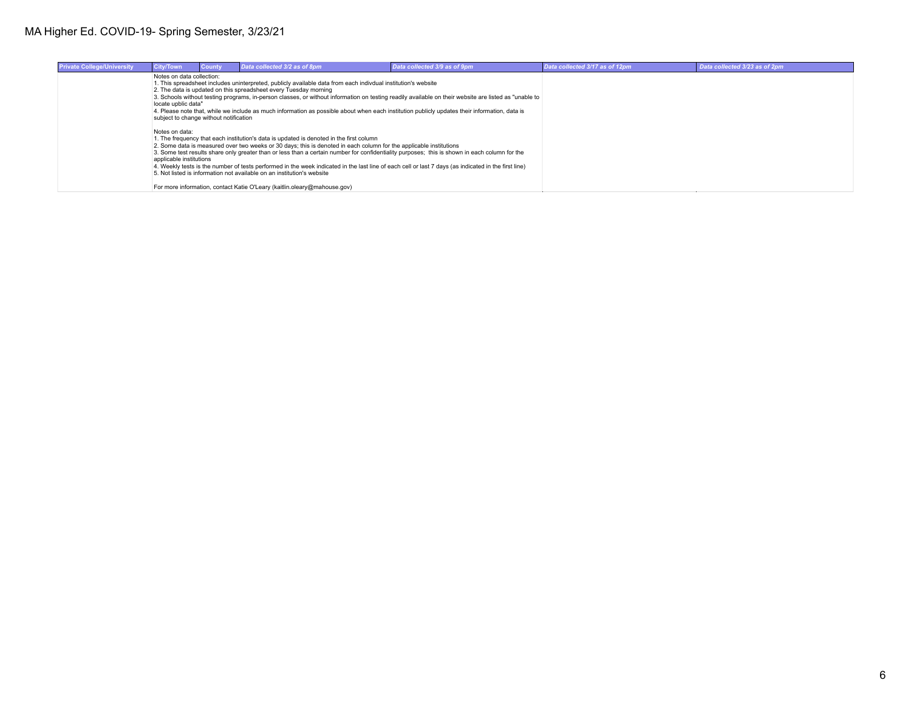| Private College/University | City/Town | County | Data collected 3/2 as of 8pm | Data collected 3/9 as of 9pm | Data collected 3/17 as of 12pm | Data collected 3/23 as of 2pm |
|---|---|---|---|---|---|---|
| | Notes on data collection:<br>1. This spreadsheet includes uninterpreted, publicly available data from each indivdual institution's website<br>2. The data is updated on this spreadsheet every Tuesday morning<br>3. Schools without testing programs, in-person classes, or without information on testing readily available on their website are listed as "unable to locate upblic data"<br>4. Please note that, while we include as much information as possible about when each institution publicly updates their information, data is subject to change without notification<br><br>Notes on data:<br>1. The frequency that each institution's data is updated is denoted in the first column<br>2. Some data is measured over two weeks or 30 days; this is denoted in each column for the applicable institutions<br>3. Some test results share only greater than or less than a certain number for confidentiality purposes; this is shown in each column for the applicable institutions<br>4. Weekly tests is the number of tests performed in the week indicated in the last line of each cell or last 7 days (as indicated in the first line)<br>5. Not listed is information not available on an institution's website<br><br>For more information, contact Katie O'Leary (kaitlin.oleary@mahouse.gov) | | | | | |